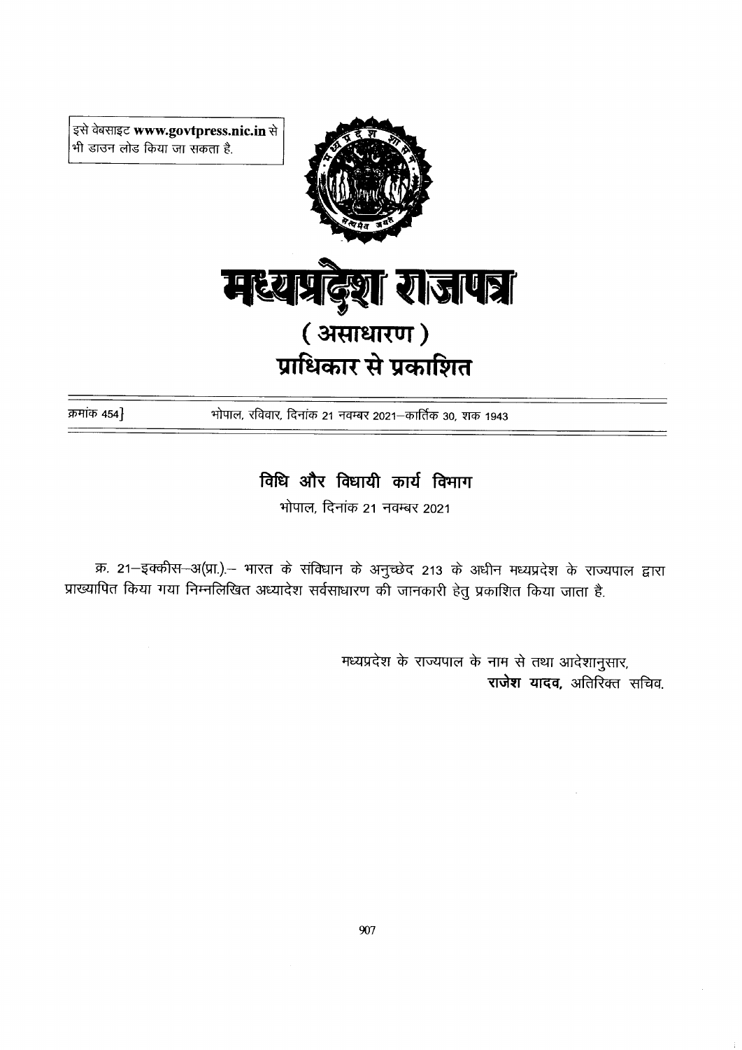इसे वेबसाइट **www.govtpress.nic.in** से भी डाउन लोड किया जा सकता है.

# मध्यप्रदेश राजपत्र

## (असाधारण)

## प्राधिकार से प्रकाशित

क्रमांक 454] भोपाल, रविवार, दिनांक 21 नवम्बर 2021—कार्तिक 30, शक 1943

## विधि और विधायी कार्य विभाग

भोपाल, दिनांक 21 नवम्बर 2021

क्र. 21—इक्कीस—अ(प्रा.).— भारत के संविधान के अनुच्छेद 213 के अधीन मध्यप्रदेश के राज्यपाल द्वारा प्राख्यापित किया गया निम्नलिखित अध्यादेश सर्वसाधारण की जानकारी हेतु प्रकाशित किया जाता है.

मध्यप्रदेश के राज्यपाल के नाम से तथा आदेशानुसार,
**राजेश यादव,** अतिरिक्त सचिव.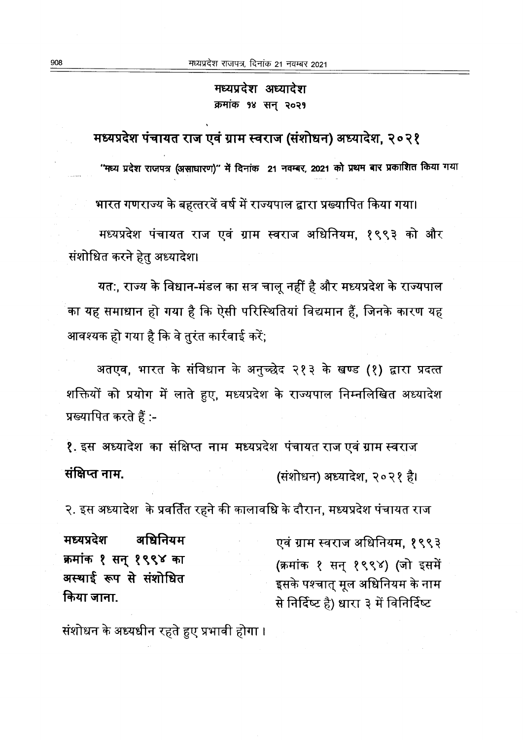# मध्यप्रदेश अध्यादेश
### क्रमांक १४ सन् २०२१

## मध्यप्रदेश पंचायत राज एवं ग्राम स्वराज (संशोधन) अध्यादेश, २०२१

**"मध्य प्रदेश राजपत्र (असाधारण)" में दिनांक 21 नवम्बर, 2021 को प्रथम बार प्रकाशित किया गया**

भारत गणराज्य के बहत्तरवें वर्ष में राज्यपाल द्वारा प्रख्यापित किया गया।

मध्यप्रदेश पंचायत राज एवं ग्राम स्वराज अधिनियम, १९९३ को और संशोधित करने हेतु अध्यादेश।

यत:, राज्य के विधान-मंडल का सत्र चालू नहीं है और मध्यप्रदेश के राज्यपाल का यह समाधान हो गया है कि ऐसी परिस्थितियां विद्यमान हैं, जिनके कारण यह आवश्यक हो गया है कि वे तुरंत कार्रवाई करें;

अतएव, भारत के संविधान के अनुच्छेद २१३ के खण्ड (१) द्वारा प्रदत्त शक्तियों को प्रयोग में लाते हुए, मध्यप्रदेश के राज्यपाल निम्नलिखित अध्यादेश प्रख्यापित करते हैं :-

**संक्षिप्त नाम.**

१. इस अध्यादेश का संक्षिप्त नाम मध्यप्रदेश पंचायत राज एवं ग्राम स्वराज (संशोधन) अध्यादेश, २०२१ है।

**मध्यप्रदेश अधिनियम क्रमांक १ सन् १९९४ का अस्थाई रूप से संशोधित किया जाना.**

२. इस अध्यादेश के प्रवर्तित रहने की कालावधि के दौरान, मध्यप्रदेश पंचायत राज एवं ग्राम स्वराज अधिनियम, १९९३ (क्रमांक १ सन् १९९४) (जो इसमें इसके पश्चात् मूल अधिनियम के नाम से निर्दिष्ट है) धारा ३ में विनिर्दिष्ट संशोधन के अध्यधीन रहते हुए प्रभावी होगा।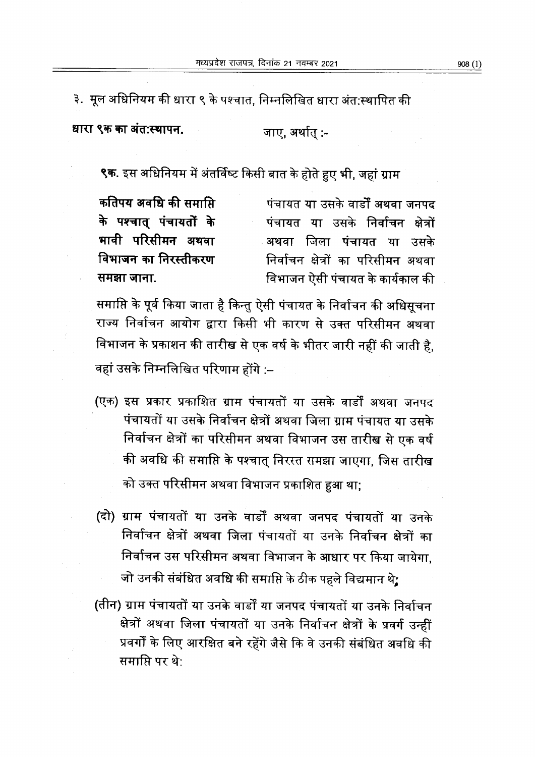३. मूल अधिनियम की धारा ९ के पश्चात, निम्नलिखित धारा अंत:स्थापित की जाए, अर्थात् :-

**धारा ९क का अंत:स्थापन.**

**कतिपय अवधि की समाप्ति के पश्चात् पंचायतों के भावी परिसीमन अथवा विभाजन का निरस्तीकरण समझा जाना.**

**९क.** इस अधिनियम में अंतर्विष्ट किसी बात के होते हुए भी, जहां ग्राम पंचायत या उसके वार्डों अथवा जनपद पंचायत या उसके निर्वाचन क्षेत्रों अथवा जिला पंचायत या उसके निर्वाचन क्षेत्रों का परिसीमन अथवा विभाजन ऐसी पंचायत के कार्यकाल की समाप्ति के पूर्व किया जाता है किन्तु ऐसी पंचायत के निर्वाचन की अधिसूचना राज्य निर्वाचन आयोग द्वारा किसी भी कारण से उक्त परिसीमन अथवा विभाजन के प्रकाशन की तारीख से एक वर्ष के भीतर जारी नहीं की जाती है, वहां उसके निम्नलिखित परिणाम होंगे :–

(एक) इस प्रकार प्रकाशित ग्राम पंचायतों या उसके वार्डों अथवा जनपद पंचायतों या उसके निर्वाचन क्षेत्रों अथवा जिला ग्राम पंचायत या उसके निर्वाचन क्षेत्रों का परिसीमन अथवा विभाजन उस तारीख से एक वर्ष की अवधि की समाप्ति के पश्चात् निरस्त समझा जाएगा, जिस तारीख को उक्त परिसीमन अथवा विभाजन प्रकाशित हुआ था;

(दो) ग्राम पंचायतों या उनके वार्डों अथवा जनपद पंचायतों या उनके निर्वाचन क्षेत्रों अथवा जिला पंचायतों या उनके निर्वाचन क्षेत्रों का निर्वाचन उस परिसीमन अथवा विभाजन के आधार पर किया जायेगा, जो उनकी संबंधित अवधि की समाप्ति के ठीक पहले विद्यमान थे;

(तीन) ग्राम पंचायतों या उनके वार्डों या जनपद पंचायतों या उनके निर्वाचन क्षेत्रों अथवा जिला पंचायतों या उनके निर्वाचन क्षेत्रों के प्रवर्ग उन्हीं प्रवर्गों के लिए आरक्षित बने रहेंगे जैसे कि वे उनकी संबंधित अवधि की समाप्ति पर थे: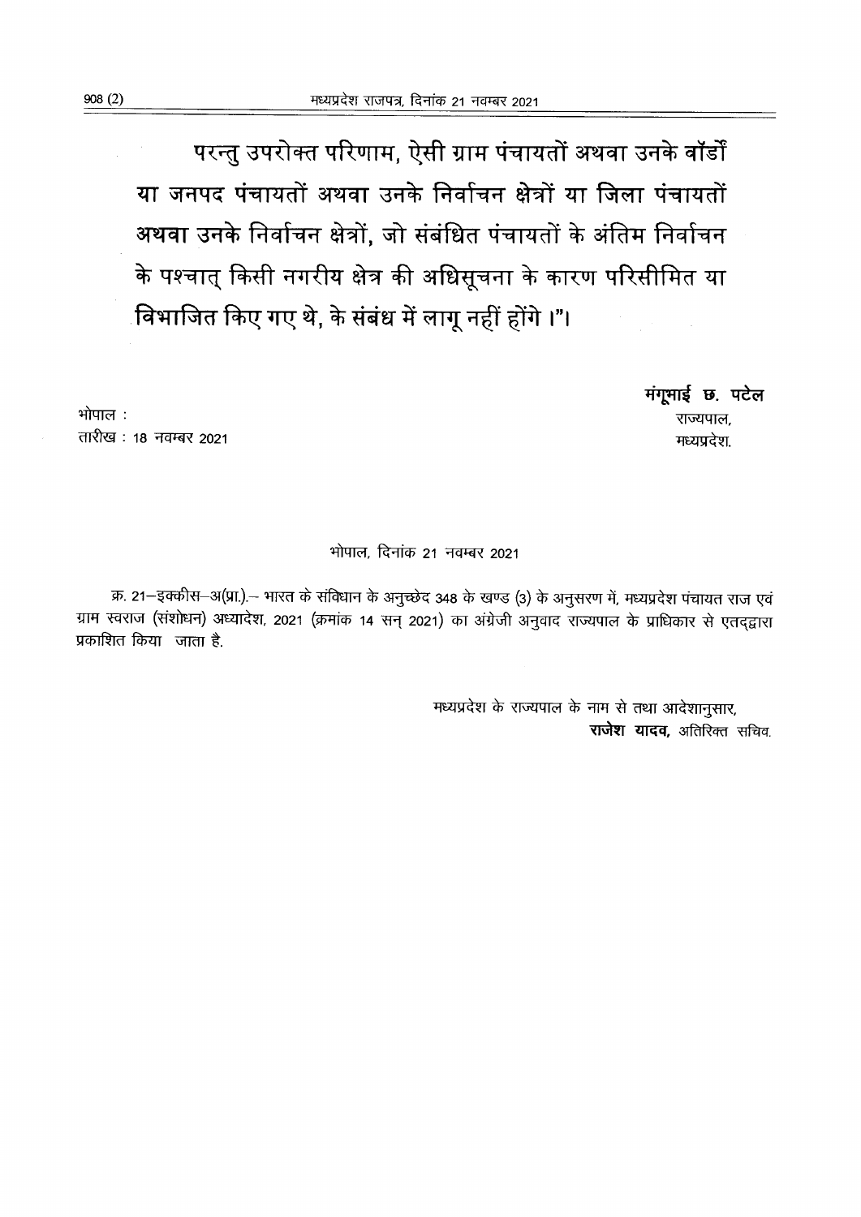परन्तु उपरोक्त परिणाम, ऐसी ग्राम पंचायतों अथवा उनके वॉर्डों या जनपद पंचायतों अथवा उनके निर्वाचन क्षेत्रों या जिला पंचायतों अथवा उनके निर्वाचन क्षेत्रों, जो संबंधित पंचायतों के अंतिम निर्वाचन के पश्चात् किसी नगरीय क्षेत्र की अधिसूचना के कारण परिसीमित या विभाजित किए गए थे, के संबंध में लागू नहीं होंगे ।"।

भोपाल :
तारीख : 18 नवम्बर 2021

**मंगूभाई छ. पटेल**
राज्यपाल,
मध्यप्रदेश.

भोपाल, दिनांक 21 नवम्बर 2021

क्र. 21–इक्कीस–अ(प्रा.).– भारत के संविधान के अनुच्छेद 348 के खण्ड (3) के अनुसरण में, मध्यप्रदेश पंचायत राज एवं ग्राम स्वराज (संशोधन) अध्यादेश, 2021 (क्रमांक 14 सन् 2021) का अंग्रेजी अनुवाद राज्यपाल के प्राधिकार से एतद्द्वारा प्रकाशित किया जाता है.

मध्यप्रदेश के राज्यपाल के नाम से तथा आदेशानुसार,
**राजेश यादव,** अतिरिक्त सचिव.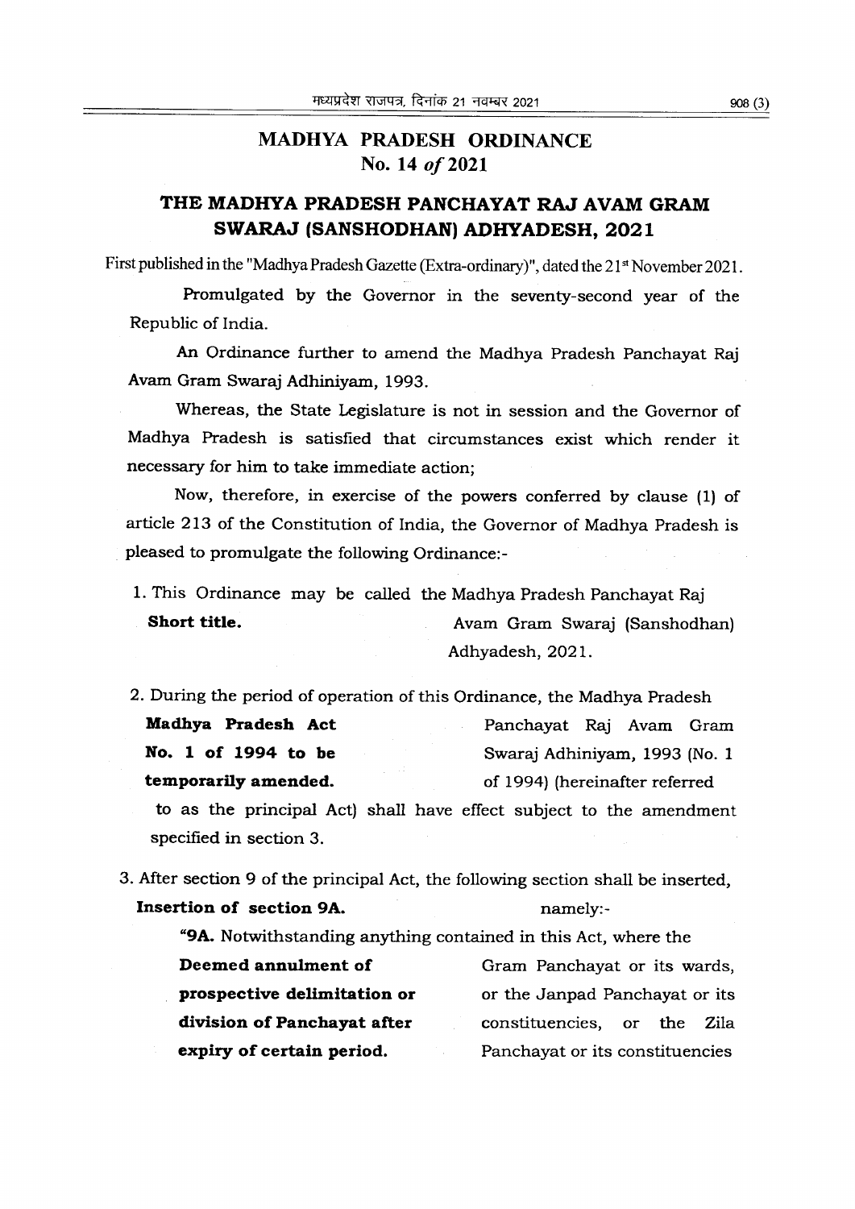# MADHYA PRADESH ORDINANCE
## No. 14 *of* 2021

## THE MADHYA PRADESH PANCHAYAT RAJ AVAM GRAM SWARAJ (SANSHODHAN) ADHYADESH, 2021

First published in the "Madhya Pradesh Gazette (Extra-ordinary)", dated the 21st November 2021.

Promulgated by the Governor in the seventy-second year of the Republic of India.

An Ordinance further to amend the Madhya Pradesh Panchayat Raj Avam Gram Swaraj Adhiniyam, 1993.

Whereas, the State Legislature is not in session and the Governor of Madhya Pradesh is satisfied that circumstances exist which render it necessary for him to take immediate action;

Now, therefore, in exercise of the powers conferred by clause (1) of article 213 of the Constitution of India, the Governor of Madhya Pradesh is pleased to promulgate the following Ordinance:-

**Short title.**

1. This Ordinance may be called the Madhya Pradesh Panchayat Raj Avam Gram Swaraj (Sanshodhan) Adhyadesh, 2021.

**Madhya Pradesh Act No. 1 of 1994 to be temporarily amended.**

2. During the period of operation of this Ordinance, the Madhya Pradesh Panchayat Raj Avam Gram Swaraj Adhiniyam, 1993 (No. 1 of 1994) (hereinafter referred to as the principal Act) shall have effect subject to the amendment specified in section 3.

**Insertion of section 9A.**

3. After section 9 of the principal Act, the following section shall be inserted, namely:-

**Deemed annulment of prospective delimitation or division of Panchayat after expiry of certain period.**

"**9A.** Notwithstanding anything contained in this Act, where the Gram Panchayat or its wards, or the Janpad Panchayat or its constituencies, or the Zila Panchayat or its constituencies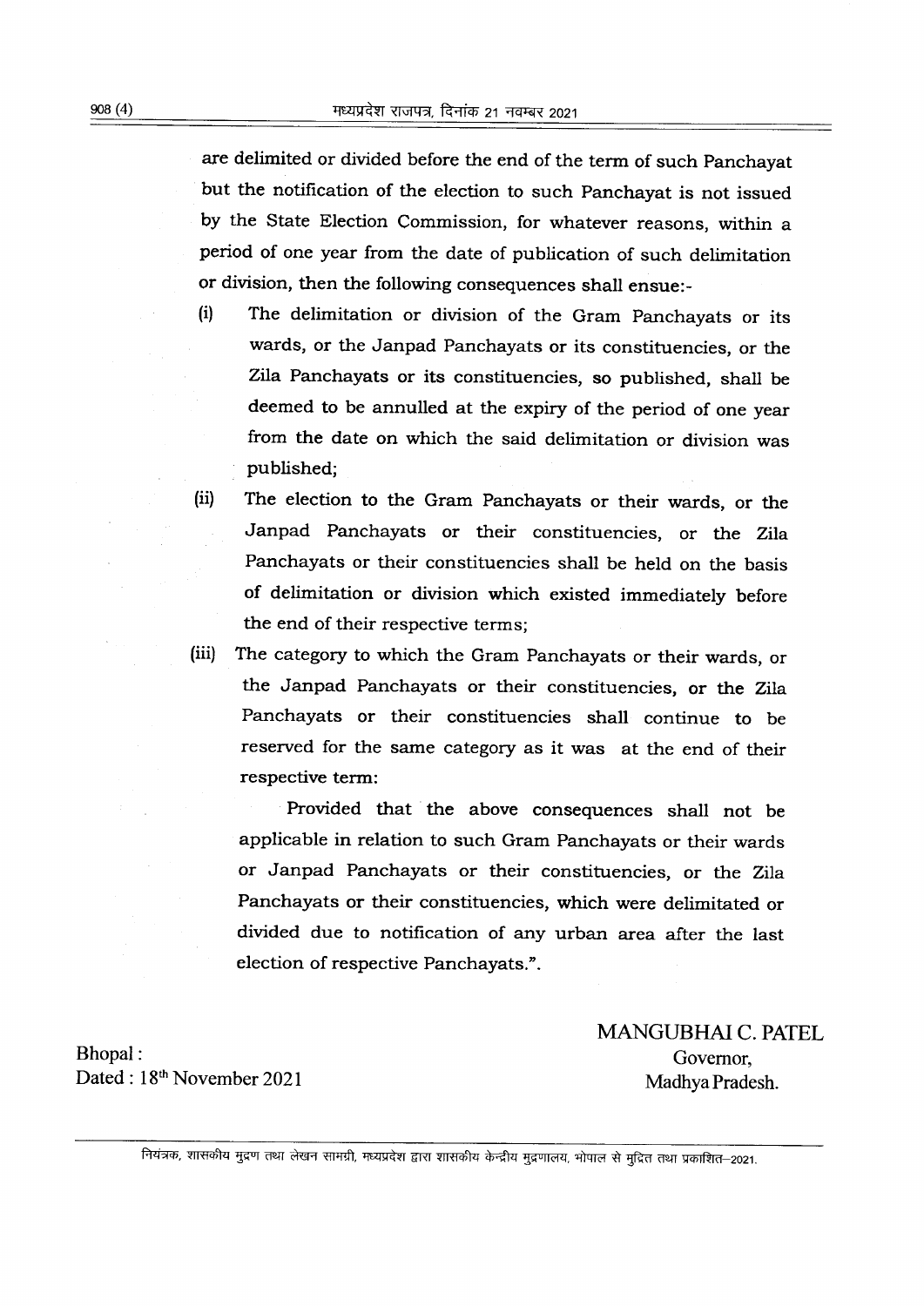are delimited or divided before the end of the term of such Panchayat but the notification of the election to such Panchayat is not issued by the State Election Commission, for whatever reasons, within a period of one year from the date of publication of such delimitation or division, then the following consequences shall ensue:-

(i) The delimitation or division of the Gram Panchayats or its wards, or the Janpad Panchayats or its constituencies, or the Zila Panchayats or its constituencies, so published, shall be deemed to be annulled at the expiry of the period of one year from the date on which the said delimitation or division was published;

(ii) The election to the Gram Panchayats or their wards, or the Janpad Panchayats or their constituencies, or the Zila Panchayats or their constituencies shall be held on the basis of delimitation or division which existed immediately before the end of their respective terms;

(iii) The category to which the Gram Panchayats or their wards, or the Janpad Panchayats or their constituencies, or the Zila Panchayats or their constituencies shall continue to be reserved for the same category as it was at the end of their respective term:

Provided that the above consequences shall not be applicable in relation to such Gram Panchayats or their wards or Janpad Panchayats or their constituencies, or the Zila Panchayats or their constituencies, which were delimitated or divided due to notification of any urban area after the last election of respective Panchayats.".

Bhopal:
Dated: 18th November 2021

MANGUBHAI C. PATEL
Governor,
Madhya Pradesh.

नियंत्रक, शासकीय मुद्रण तथा लेखन सामग्री, मध्यप्रदेश द्वारा शासकीय केन्द्रीय मुद्रणालय, भोपाल से मुद्रित तथा प्रकाशित—2021.